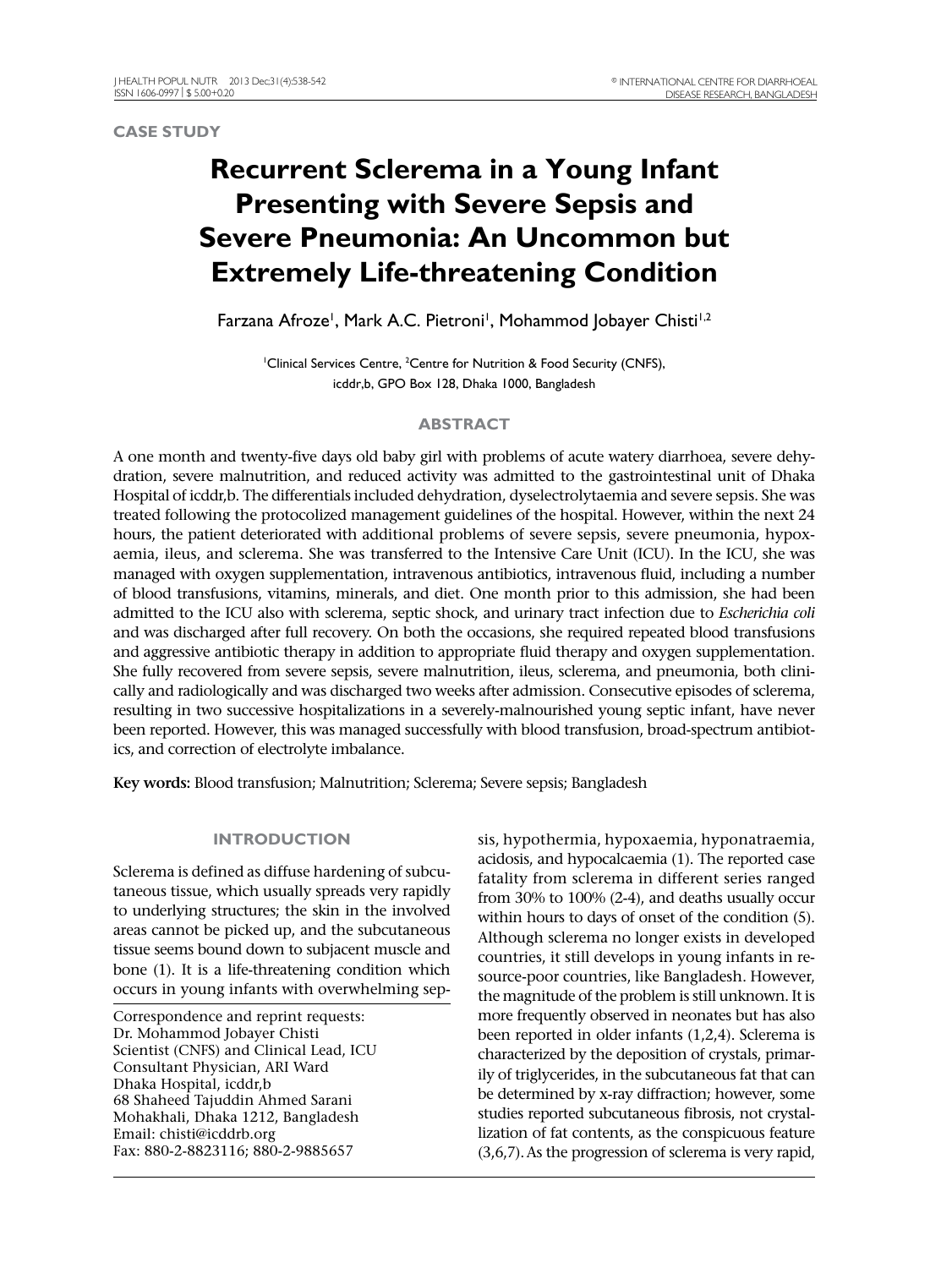CASE STUDY

# Recurrent Sclerema in a Young Infant Presenting with Severe Sepsis and Severe Pneumonia: An Uncommon but Extremely Life-threatening Condition

Farzana Afroze[1], Mark A.C. Pietroni[1], Mohammod Jobayer Chisti[1,2]

[1]Clinical Services Centre, [2]Centre for Nutrition & Food Security (CNFS), icddr,b, GPO Box 128, Dhaka 1000, Bangladesh

## ABSTRACT

A one month and twenty-five days old baby girl with problems of acute watery diarrhoea, severe dehydration, severe malnutrition, and reduced activity was admitted to the gastrointestinal unit of Dhaka Hospital of icddr,b. The differentials included dehydration, dyselectrolytaemia and severe sepsis. She was treated following the protocolized management guidelines of the hospital. However, within the next 24 hours, the patient deteriorated with additional problems of severe sepsis, severe pneumonia, hypoxaemia, ileus, and sclerema. She was transferred to the Intensive Care Unit (ICU). In the ICU, she was managed with oxygen supplementation, intravenous antibiotics, intravenous fluid, including a number of blood transfusions, vitamins, minerals, and diet. One month prior to this admission, she had been admitted to the ICU also with sclerema, septic shock, and urinary tract infection due to *Escherichia coli* and was discharged after full recovery. On both the occasions, she required repeated blood transfusions and aggressive antibiotic therapy in addition to appropriate fluid therapy and oxygen supplementation. She fully recovered from severe sepsis, severe malnutrition, ileus, sclerema, and pneumonia, both clinically and radiologically and was discharged two weeks after admission. Consecutive episodes of sclerema, resulting in two successive hospitalizations in a severely-malnourished young septic infant, have never been reported. However, this was managed successfully with blood transfusion, broad-spectrum antibiotics, and correction of electrolyte imbalance.

**Key words:** Blood transfusion; Malnutrition; Sclerema; Severe sepsis; Bangladesh

## INTRODUCTION

Sclerema is defined as diffuse hardening of subcutaneous tissue, which usually spreads very rapidly to underlying structures; the skin in the involved areas cannot be picked up, and the subcutaneous tissue seems bound down to subjacent muscle and bone (1). It is a life-threatening condition which occurs in young infants with overwhelming sepsis, hypothermia, hypoxaemia, hyponatraemia, acidosis, and hypocalcaemia (1). The reported case fatality from sclerema in different series ranged from 30% to 100% (2-4), and deaths usually occur within hours to days of onset of the condition (5). Although sclerema no longer exists in developed countries, it still develops in young infants in resource-poor countries, like Bangladesh. However, the magnitude of the problem is still unknown. It is more frequently observed in neonates but has also been reported in older infants (1,2,4). Sclerema is characterized by the deposition of crystals, primarily of triglycerides, in the subcutaneous fat that can be determined by x-ray diffraction; however, some studies reported subcutaneous fibrosis, not crystallization of fat contents, as the conspicuous feature (3,6,7). As the progression of sclerema is very rapid,

Correspondence and reprint requests:
Dr. Mohammod Jobayer Chisti
Scientist (CNFS) and Clinical Lead, ICU
Consultant Physician, ARI Ward
Dhaka Hospital, icddr,b
68 Shaheed Tajuddin Ahmed Sarani
Mohakhali, Dhaka 1212, Bangladesh
Email: chisti@icddrb.org
Fax: 880-2-8823116; 880-2-9885657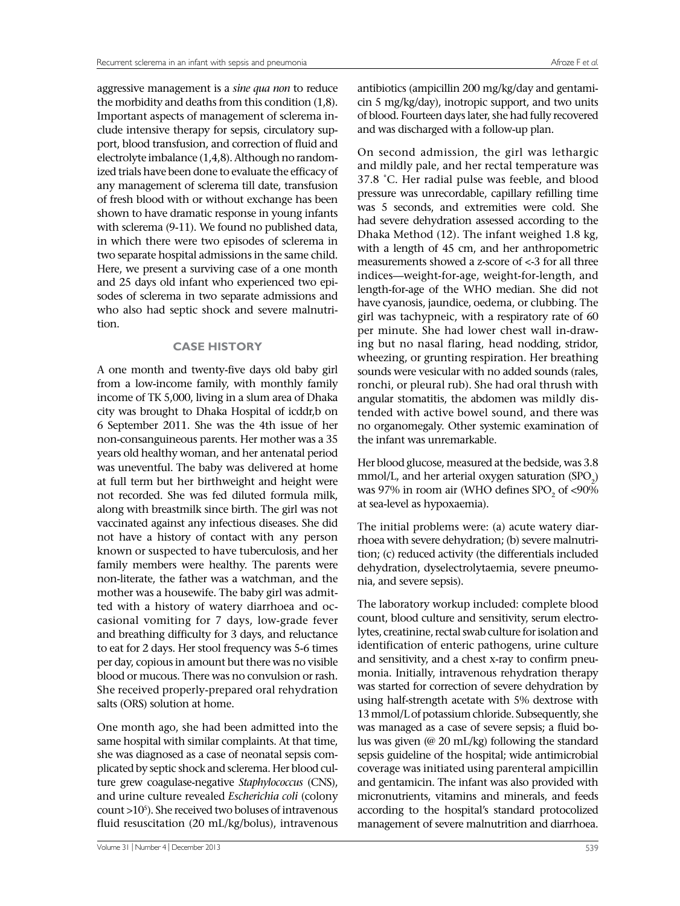aggressive management is a *sine qua non* to reduce the morbidity and deaths from this condition (1,8). Important aspects of management of sclerema include intensive therapy for sepsis, circulatory support, blood transfusion, and correction of fluid and electrolyte imbalance (1,4,8). Although no randomized trials have been done to evaluate the efficacy of any management of sclerema till date, transfusion of fresh blood with or without exchange has been shown to have dramatic response in young infants with sclerema (9-11). We found no published data, in which there were two episodes of sclerema in two separate hospital admissions in the same child. Here, we present a surviving case of a one month and 25 days old infant who experienced two episodes of sclerema in two separate admissions and who also had septic shock and severe malnutrition.

## CASE HISTORY

A one month and twenty-five days old baby girl from a low-income family, with monthly family income of TK 5,000, living in a slum area of Dhaka city was brought to Dhaka Hospital of icddr,b on 6 September 2011. She was the 4th issue of her non-consanguineous parents. Her mother was a 35 years old healthy woman, and her antenatal period was uneventful. The baby was delivered at home at full term but her birthweight and height were not recorded. She was fed diluted formula milk, along with breastmilk since birth. The girl was not vaccinated against any infectious diseases. She did not have a history of contact with any person known or suspected to have tuberculosis, and her family members were healthy. The parents were non-literate, the father was a watchman, and the mother was a housewife. The baby girl was admitted with a history of watery diarrhoea and occasional vomiting for 7 days, low-grade fever and breathing difficulty for 3 days, and reluctance to eat for 2 days. Her stool frequency was 5-6 times per day, copious in amount but there was no visible blood or mucous. There was no convulsion or rash. She received properly-prepared oral rehydration salts (ORS) solution at home.

One month ago, she had been admitted into the same hospital with similar complaints. At that time, she was diagnosed as a case of neonatal sepsis complicated by septic shock and sclerema. Her blood culture grew coagulase-negative *Staphylococcus* (CNS), and urine culture revealed *Escherichia coli* (colony count >$10^5$). She received two boluses of intravenous fluid resuscitation (20 mL/kg/bolus), intravenous antibiotics (ampicillin 200 mg/kg/day and gentamicin 5 mg/kg/day), inotropic support, and two units of blood. Fourteen days later, she had fully recovered and was discharged with a follow-up plan.

On second admission, the girl was lethargic and mildly pale, and her rectal temperature was 37.8 °C. Her radial pulse was feeble, and blood pressure was unrecordable, capillary refilling time was 5 seconds, and extremities were cold. She had severe dehydration assessed according to the Dhaka Method (12). The infant weighed 1.8 kg, with a length of 45 cm, and her anthropometric measurements showed a z-score of <-3 for all three indices—weight-for-age, weight-for-length, and length-for-age of the WHO median. She did not have cyanosis, jaundice, oedema, or clubbing. The girl was tachypneic, with a respiratory rate of 60 per minute. She had lower chest wall in-drawing but no nasal flaring, head nodding, stridor, wheezing, or grunting respiration. Her breathing sounds were vesicular with no added sounds (rales, ronchi, or pleural rub). She had oral thrush with angular stomatitis, the abdomen was mildly distended with active bowel sound, and there was no organomegaly. Other systemic examination of the infant was unremarkable.

Her blood glucose, measured at the bedside, was 3.8 mmol/L, and her arterial oxygen saturation ($SPO_2$) was 97% in room air (WHO defines $SPO_2$ of <90% at sea-level as hypoxaemia).

The initial problems were: (a) acute watery diarrhoea with severe dehydration; (b) severe malnutrition; (c) reduced activity (the differentials included dehydration, dyselectrolytaemia, severe pneumonia, and severe sepsis).

The laboratory workup included: complete blood count, blood culture and sensitivity, serum electrolytes, creatinine, rectal swab culture for isolation and identification of enteric pathogens, urine culture and sensitivity, and a chest x-ray to confirm pneumonia. Initially, intravenous rehydration therapy was started for correction of severe dehydration by using half-strength acetate with 5% dextrose with 13 mmol/L of potassium chloride. Subsequently, she was managed as a case of severe sepsis; a fluid bolus was given (@ 20 mL/kg) following the standard sepsis guideline of the hospital; wide antimicrobial coverage was initiated using parenteral ampicillin and gentamicin. The infant was also provided with micronutrients, vitamins and minerals, and feeds according to the hospital's standard protocolized management of severe malnutrition and diarrhoea.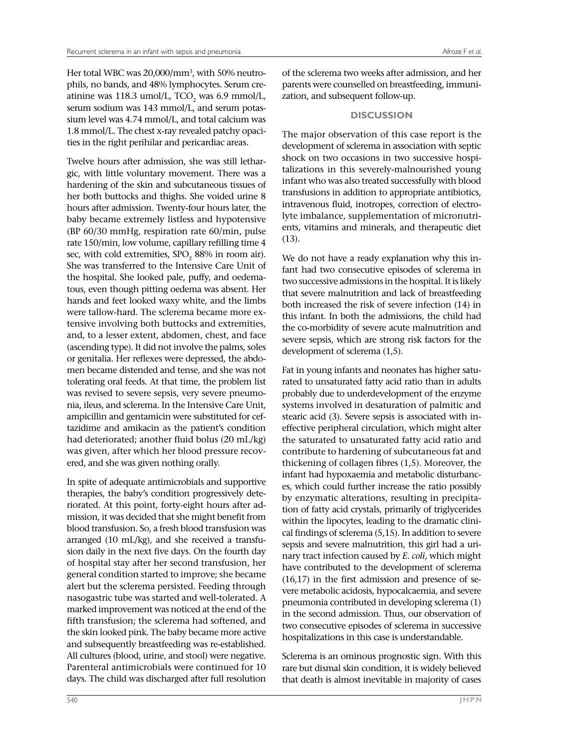Her total WBC was 20,000/mm$^3$, with 50% neutrophils, no bands, and 48% lymphocytes. Serum creatinine was 118.3 umol/L, $TCO_2$ was 6.9 mmol/L, serum sodium was 143 mmol/L, and serum potassium level was 4.74 mmol/L, and total calcium was 1.8 mmol/L. The chest x-ray revealed patchy opacities in the right perihilar and pericardiac areas.

Twelve hours after admission, she was still lethargic, with little voluntary movement. There was a hardening of the skin and subcutaneous tissues of her both buttocks and thighs. She voided urine 8 hours after admission. Twenty-four hours later, the baby became extremely listless and hypotensive (BP 60/30 mmHg, respiration rate 60/min, pulse rate 150/min, low volume, capillary refilling time 4 sec, with cold extremities, $SPO_2$ 88% in room air). She was transferred to the Intensive Care Unit of the hospital. She looked pale, puffy, and oedematous, even though pitting oedema was absent. Her hands and feet looked waxy white, and the limbs were tallow-hard. The sclerema became more extensive involving both buttocks and extremities, and, to a lesser extent, abdomen, chest, and face (ascending type). It did not involve the palms, soles or genitalia. Her reflexes were depressed, the abdomen became distended and tense, and she was not tolerating oral feeds. At that time, the problem list was revised to severe sepsis, very severe pneumonia, ileus, and sclerema. In the Intensive Care Unit, ampicillin and gentamicin were substituted for ceftazidime and amikacin as the patient's condition had deteriorated; another fluid bolus (20 mL/kg) was given, after which her blood pressure recovered, and she was given nothing orally.

In spite of adequate antimicrobials and supportive therapies, the baby's condition progressively deteriorated. At this point, forty-eight hours after admission, it was decided that she might benefit from blood transfusion. So, a fresh blood transfusion was arranged (10 mL/kg), and she received a transfusion daily in the next five days. On the fourth day of hospital stay after her second transfusion, her general condition started to improve; she became alert but the sclerema persisted. Feeding through nasogastric tube was started and well-tolerated. A marked improvement was noticed at the end of the fifth transfusion; the sclerema had softened, and the skin looked pink. The baby became more active and subsequently breastfeeding was re-established. All cultures (blood, urine, and stool) were negative. Parenteral antimicrobials were continued for 10 days. The child was discharged after full resolution of the sclerema two weeks after admission, and her parents were counselled on breastfeeding, immunization, and subsequent follow-up.

## DISCUSSION

The major observation of this case report is the development of sclerema in association with septic shock on two occasions in two successive hospitalizations in this severely-malnourished young infant who was also treated successfully with blood transfusions in addition to appropriate antibiotics, intravenous fluid, inotropes, correction of electrolyte imbalance, supplementation of micronutrients, vitamins and minerals, and therapeutic diet (13).

We do not have a ready explanation why this infant had two consecutive episodes of sclerema in two successive admissions in the hospital. It is likely that severe malnutrition and lack of breastfeeding both increased the risk of severe infection (14) in this infant. In both the admissions, the child had the co-morbidity of severe acute malnutrition and severe sepsis, which are strong risk factors for the development of sclerema (1,5).

Fat in young infants and neonates has higher saturated to unsaturated fatty acid ratio than in adults probably due to underdevelopment of the enzyme systems involved in desaturation of palmitic and stearic acid (3). Severe sepsis is associated with ineffective peripheral circulation, which might alter the saturated to unsaturated fatty acid ratio and contribute to hardening of subcutaneous fat and thickening of collagen fibres (1,5). Moreover, the infant had hypoxaemia and metabolic disturbances, which could further increase the ratio possibly by enzymatic alterations, resulting in precipitation of fatty acid crystals, primarily of triglycerides within the lipocytes, leading to the dramatic clinical findings of sclerema (5,15). In addition to severe sepsis and severe malnutrition, this girl had a urinary tract infection caused by *E. coli*, which might have contributed to the development of sclerema (16,17) in the first admission and presence of severe metabolic acidosis, hypocalcaemia, and severe pneumonia contributed in developing sclerema (1) in the second admission. Thus, our observation of two consecutive episodes of sclerema in successive hospitalizations in this case is understandable.

Sclerema is an ominous prognostic sign. With this rare but dismal skin condition, it is widely believed that death is almost inevitable in majority of cases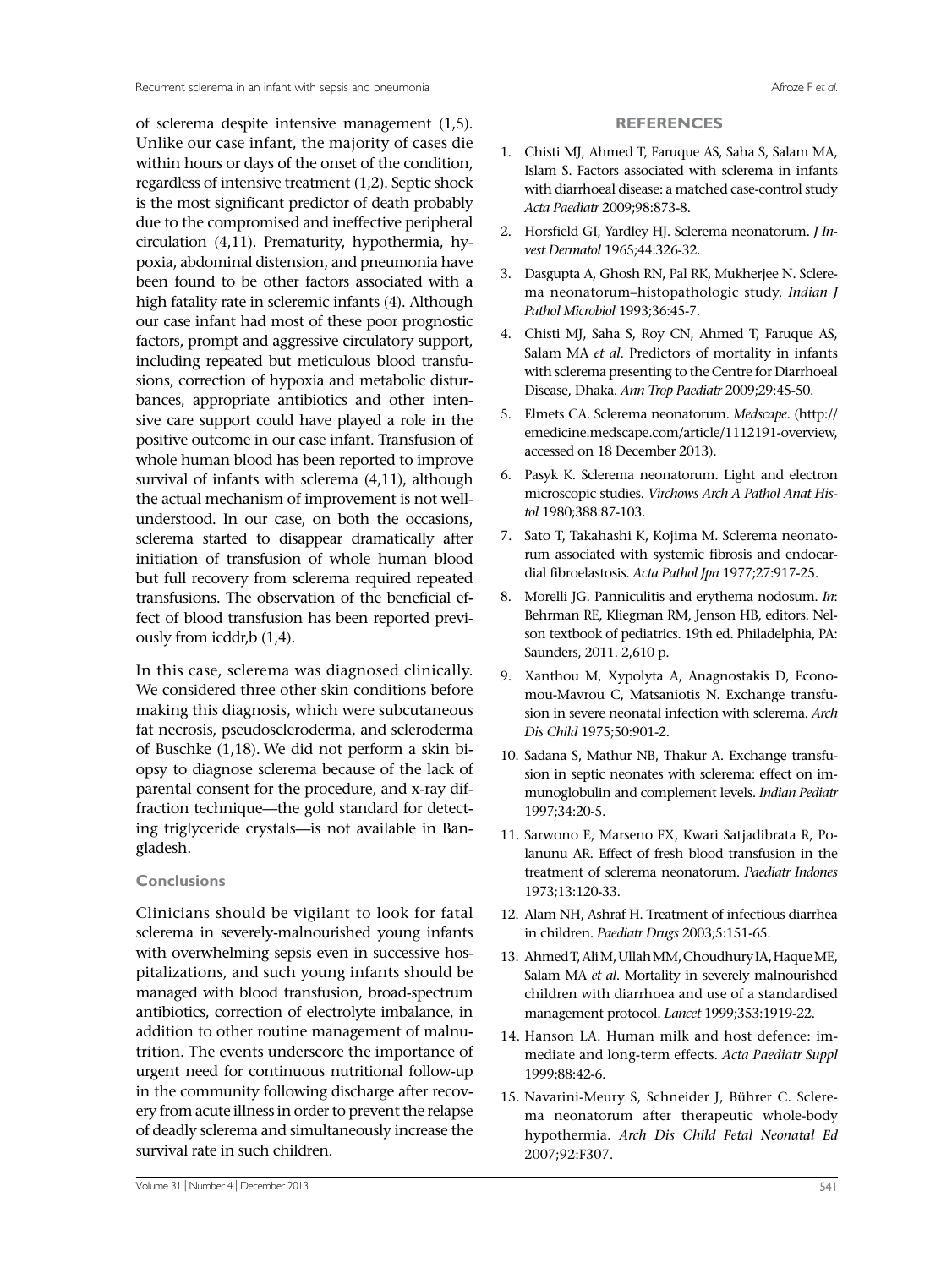of sclerema despite intensive management (1,5). Unlike our case infant, the majority of cases die within hours or days of the onset of the condition, regardless of intensive treatment (1,2). Septic shock is the most significant predictor of death probably due to the compromised and ineffective peripheral circulation (4,11). Prematurity, hypothermia, hypoxia, abdominal distension, and pneumonia have been found to be other factors associated with a high fatality rate in scleremic infants (4). Although our case infant had most of these poor prognostic factors, prompt and aggressive circulatory support, including repeated but meticulous blood transfusions, correction of hypoxia and metabolic disturbances, appropriate antibiotics and other intensive care support could have played a role in the positive outcome in our case infant. Transfusion of whole human blood has been reported to improve survival of infants with sclerema (4,11), although the actual mechanism of improvement is not well-understood. In our case, on both the occasions, sclerema started to disappear dramatically after initiation of transfusion of whole human blood but full recovery from sclerema required repeated transfusions. The observation of the beneficial effect of blood transfusion has been reported previously from icddr,b (1,4).

In this case, sclerema was diagnosed clinically. We considered three other skin conditions before making this diagnosis, which were subcutaneous fat necrosis, pseudoscleroderma, and scleroderma of Buschke (1,18). We did not perform a skin biopsy to diagnose sclerema because of the lack of parental consent for the procedure, and x-ray diffraction technique—the gold standard for detecting triglyceride crystals—is not available in Bangladesh.

### Conclusions

Clinicians should be vigilant to look for fatal sclerema in severely-malnourished young infants with overwhelming sepsis even in successive hospitalizations, and such young infants should be managed with blood transfusion, broad-spectrum antibiotics, correction of electrolyte imbalance, in addition to other routine management of malnutrition. The events underscore the importance of urgent need for continuous nutritional follow-up in the community following discharge after recovery from acute illness in order to prevent the relapse of deadly sclerema and simultaneously increase the survival rate in such children.

## REFERENCES

1. Chisti MJ, Ahmed T, Faruque AS, Saha S, Salam MA, Islam S. Factors associated with sclerema in infants with diarrhoeal disease: a matched case-control study *Acta Paediatr* 2009;98:873-8.
2. Horsfield GI, Yardley HJ. Sclerema neonatorum. *J Invest Dermatol* 1965;44:326-32.
3. Dasgupta A, Ghosh RN, Pal RK, Mukherjee N. Sclerema neonatorum–histopathologic study. *Indian J Pathol Microbiol* 1993;36:45-7.
4. Chisti MJ, Saha S, Roy CN, Ahmed T, Faruque AS, Salam MA *et al*. Predictors of mortality in infants with sclerema presenting to the Centre for Diarrhoeal Disease, Dhaka. *Ann Trop Paediatr* 2009;29:45-50.
5. Elmets CA. Sclerema neonatorum. *Medscape*. (http://emedicine.medscape.com/article/1112191-overview, accessed on 18 December 2013).
6. Pasyk K. Sclerema neonatorum. Light and electron microscopic studies. *Virchows Arch A Pathol Anat Histol* 1980;388:87-103.
7. Sato T, Takahashi K, Kojima M. Sclerema neonatorum associated with systemic fibrosis and endocardial fibroelastosis. *Acta Pathol Jpn* 1977;27:917-25.
8. Morelli JG. Panniculitis and erythema nodosum. *In*: Behrman RE, Kliegman RM, Jenson HB, editors. Nelson textbook of pediatrics. 19th ed. Philadelphia, PA: Saunders, 2011. 2,610 p.
9. Xanthou M, Xypolyta A, Anagnostakis D, Economou-Mavrou C, Matsaniotis N. Exchange transfusion in severe neonatal infection with sclerema. *Arch Dis Child* 1975;50:901-2.
10. Sadana S, Mathur NB, Thakur A. Exchange transfusion in septic neonates with sclerema: effect on immunoglobulin and complement levels. *Indian Pediatr* 1997;34:20-5.
11. Sarwono E, Marseno FX, Kwari Satjadibrata R, Polanunu AR. Effect of fresh blood transfusion in the treatment of sclerema neonatorum. *Paediatr Indones* 1973;13:120-33.
12. Alam NH, Ashraf H. Treatment of infectious diarrhea in children. *Paediatr Drugs* 2003;5:151-65.
13. Ahmed T, Ali M, Ullah MM, Choudhury IA, Haque ME, Salam MA *et al*. Mortality in severely malnourished children with diarrhoea and use of a standardised management protocol. *Lancet* 1999;353:1919-22.
14. Hanson LA. Human milk and host defence: immediate and long-term effects. *Acta Paediatr Suppl* 1999;88:42-6.
15. Navarini-Meury S, Schneider J, Bührer C. Sclerema neonatorum after therapeutic whole-body hypothermia. *Arch Dis Child Fetal Neonatal Ed* 2007;92:F307.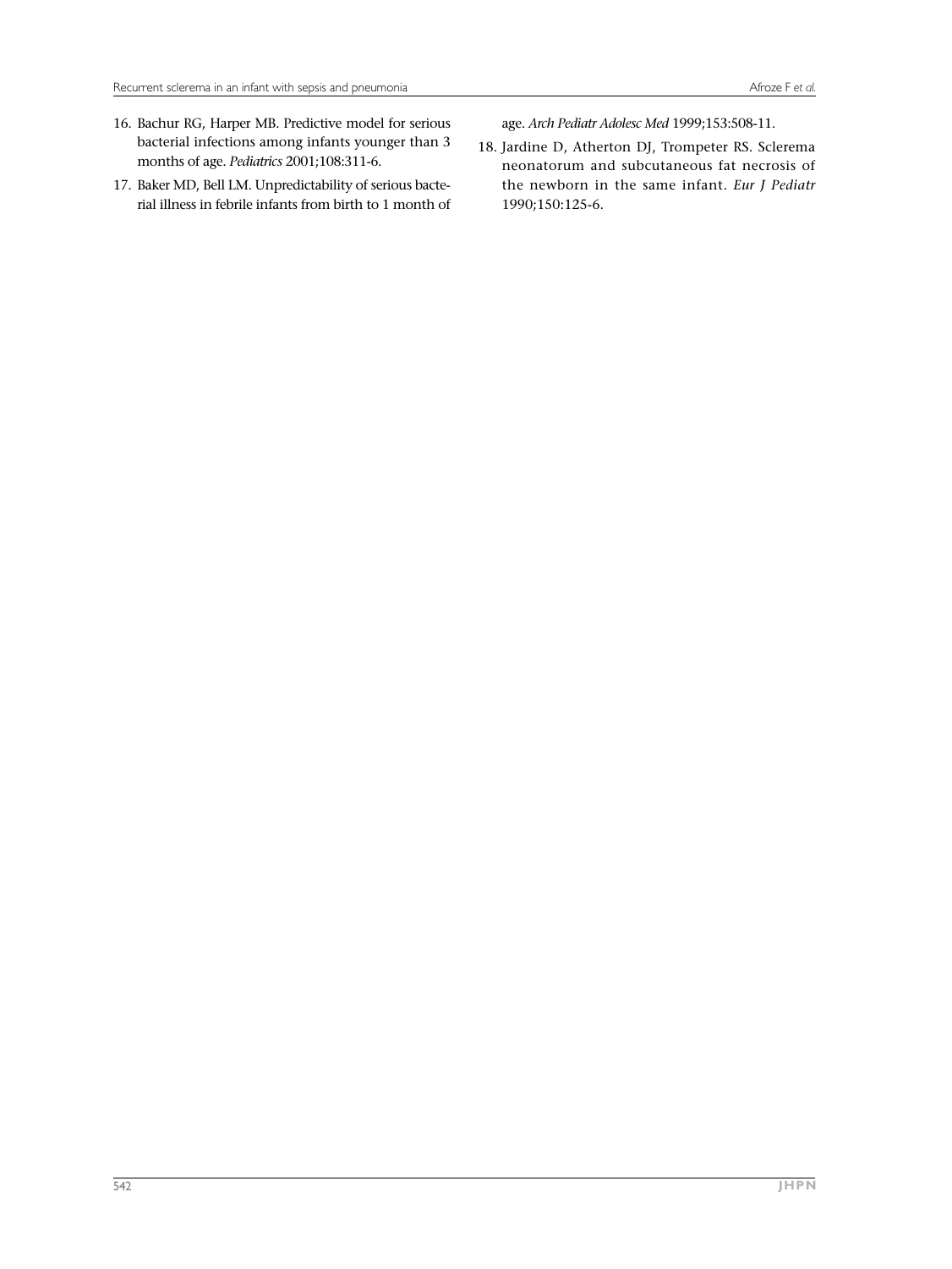16. Bachur RG, Harper MB. Predictive model for serious bacterial infections among infants younger than 3 months of age. *Pediatrics* 2001;108:311-6.
17. Baker MD, Bell LM. Unpredictability of serious bacterial illness in febrile infants from birth to 1 month of age. *Arch Pediatr Adolesc Med* 1999;153:508-11.
18. Jardine D, Atherton DJ, Trompeter RS. Sclerema neonatorum and subcutaneous fat necrosis of the newborn in the same infant. *Eur J Pediatr* 1990;150:125-6.